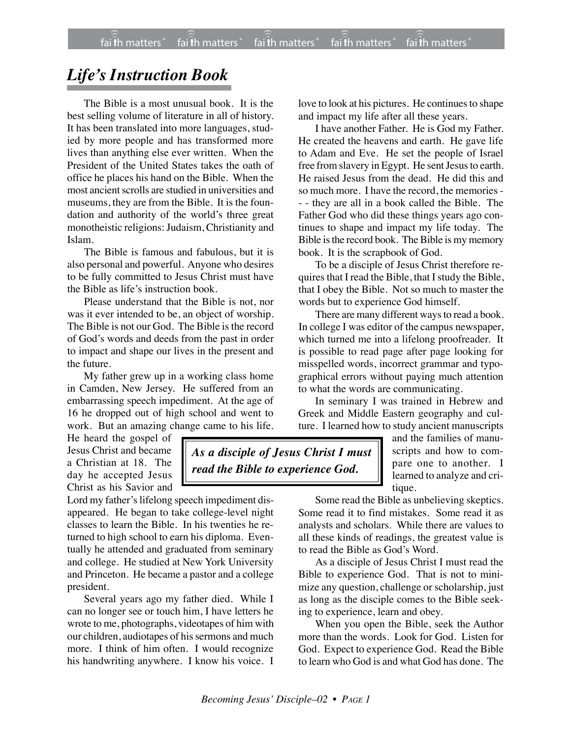# *Life's Instruction Book*

The Bible is a most unusual book. It is the best selling volume of literature in all of history. It has been translated into more languages, studied by more people and has transformed more lives than anything else ever written. When the President of the United States takes the oath of office he places his hand on the Bible. When the most ancient scrolls are studied in universities and museums, they are from the Bible. It is the foundation and authority of the world's three great monotheistic religions: Judaism, Christianity and Islam.

The Bible is famous and fabulous, but it is also personal and powerful. Anyone who desires to be fully committed to Jesus Christ must have the Bible as life's instruction book.

Please understand that the Bible is not, nor was it ever intended to be, an object of worship. The Bible is not our God. The Bible is the record of God's words and deeds from the past in order to impact and shape our lives in the present and the future.

My father grew up in a working class home in Camden, New Jersey. He suffered from an embarrassing speech impediment. At the age of 16 he dropped out of high school and went to work. But an amazing change came to his life. He heard the gospel of Jesus Christ and became a Christian at 18. The day he accepted Jesus Christ as his Savior and Lord my father's lifelong speech impediment disappeared. He began to take college-level night classes to learn the Bible. In his twenties he returned to high school to earn his diploma. Eventually he attended and graduated from seminary and college. He studied at New York University and Princeton. He became a pastor and a college president.

**_As a disciple of Jesus Christ I must read the Bible to experience God._**

Several years ago my father died. While I can no longer see or touch him, I have letters he wrote to me, photographs, videotapes of him with our children, audiotapes of his sermons and much more. I think of him often. I would recognize his handwriting anywhere. I know his voice. I love to look at his pictures. He continues to shape and impact my life after all these years.

I have another Father. He is God my Father. He created the heavens and earth. He gave life to Adam and Eve. He set the people of Israel free from slavery in Egypt. He sent Jesus to earth. He raised Jesus from the dead. He did this and so much more. I have the record, the memories - - - they are all in a book called the Bible. The Father God who did these things years ago continues to shape and impact my life today. The Bible is the record book. The Bible is my memory book. It is the scrapbook of God.

To be a disciple of Jesus Christ therefore requires that I read the Bible, that I study the Bible, that I obey the Bible. Not so much to master the words but to experience God himself.

There are many different ways to read a book. In college I was editor of the campus newspaper, which turned me into a lifelong proofreader. It is possible to read page after page looking for misspelled words, incorrect grammar and typographical errors without paying much attention to what the words are communicating.

In seminary I was trained in Hebrew and Greek and Middle Eastern geography and culture. I learned how to study ancient manuscripts and the families of manuscripts and how to compare one to another. I learned to analyze and critique.

Some read the Bible as unbelieving skeptics. Some read it to find mistakes. Some read it as analysts and scholars. While there are values to all these kinds of readings, the greatest value is to read the Bible as God's Word.

As a disciple of Jesus Christ I must read the Bible to experience God. That is not to minimize any question, challenge or scholarship, just as long as the disciple comes to the Bible seeking to experience, learn and obey.

When you open the Bible, seek the Author more than the words. Look for God. Listen for God. Expect to experience God. Read the Bible to learn who God is and what God has done. The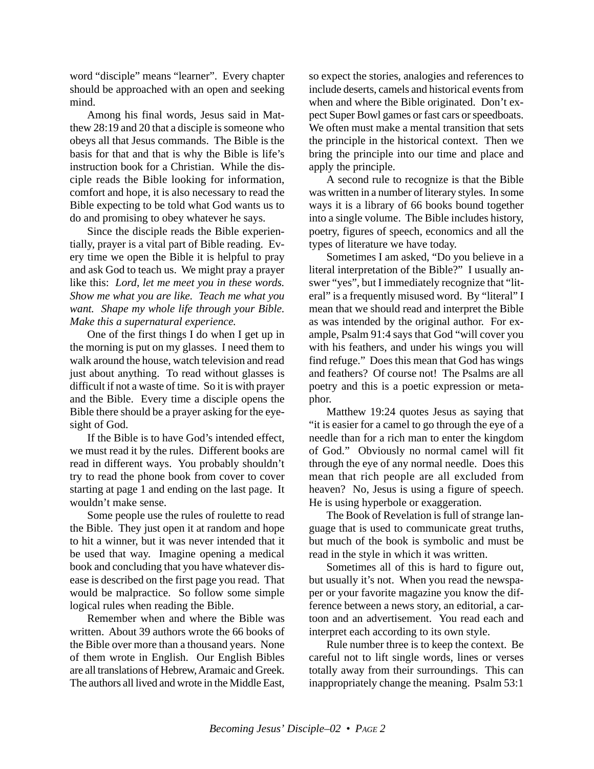word "disciple" means "learner". Every chapter should be approached with an open and seeking mind.

Among his final words, Jesus said in Matthew 28:19 and 20 that a disciple is someone who obeys all that Jesus commands. The Bible is the basis for that and that is why the Bible is life's instruction book for a Christian. While the disciple reads the Bible looking for information, comfort and hope, it is also necessary to read the Bible expecting to be told what God wants us to do and promising to obey whatever he says.

Since the disciple reads the Bible experientially, prayer is a vital part of Bible reading. Every time we open the Bible it is helpful to pray and ask God to teach us. We might pray a prayer like this: *Lord, let me meet you in these words. Show me what you are like. Teach me what you want. Shape my whole life through your Bible. Make this a supernatural experience.*

One of the first things I do when I get up in the morning is put on my glasses. I need them to walk around the house, watch television and read just about anything. To read without glasses is difficult if not a waste of time. So it is with prayer and the Bible. Every time a disciple opens the Bible there should be a prayer asking for the eyesight of God.

If the Bible is to have God's intended effect, we must read it by the rules. Different books are read in different ways. You probably shouldn't try to read the phone book from cover to cover starting at page 1 and ending on the last page. It wouldn't make sense.

Some people use the rules of roulette to read the Bible. They just open it at random and hope to hit a winner, but it was never intended that it be used that way. Imagine opening a medical book and concluding that you have whatever disease is described on the first page you read. That would be malpractice. So follow some simple logical rules when reading the Bible.

Remember when and where the Bible was written. About 39 authors wrote the 66 books of the Bible over more than a thousand years. None of them wrote in English. Our English Bibles are all translations of Hebrew, Aramaic and Greek. The authors all lived and wrote in the Middle East, so expect the stories, analogies and references to include deserts, camels and historical events from when and where the Bible originated. Don't expect Super Bowl games or fast cars or speedboats. We often must make a mental transition that sets the principle in the historical context. Then we bring the principle into our time and place and apply the principle.

A second rule to recognize is that the Bible was written in a number of literary styles. In some ways it is a library of 66 books bound together into a single volume. The Bible includes history, poetry, figures of speech, economics and all the types of literature we have today.

Sometimes I am asked, "Do you believe in a literal interpretation of the Bible?" I usually answer "yes", but I immediately recognize that "literal" is a frequently misused word. By "literal" I mean that we should read and interpret the Bible as was intended by the original author. For example, Psalm 91:4 says that God "will cover you with his feathers, and under his wings you will find refuge." Does this mean that God has wings and feathers? Of course not! The Psalms are all poetry and this is a poetic expression or metaphor.

Matthew 19:24 quotes Jesus as saying that "it is easier for a camel to go through the eye of a needle than for a rich man to enter the kingdom of God." Obviously no normal camel will fit through the eye of any normal needle. Does this mean that rich people are all excluded from heaven? No, Jesus is using a figure of speech. He is using hyperbole or exaggeration.

The Book of Revelation is full of strange language that is used to communicate great truths, but much of the book is symbolic and must be read in the style in which it was written.

Sometimes all of this is hard to figure out, but usually it's not. When you read the newspaper or your favorite magazine you know the difference between a news story, an editorial, a cartoon and an advertisement. You read each and interpret each according to its own style.

Rule number three is to keep the context. Be careful not to lift single words, lines or verses totally away from their surroundings. This can inappropriately change the meaning. Psalm 53:1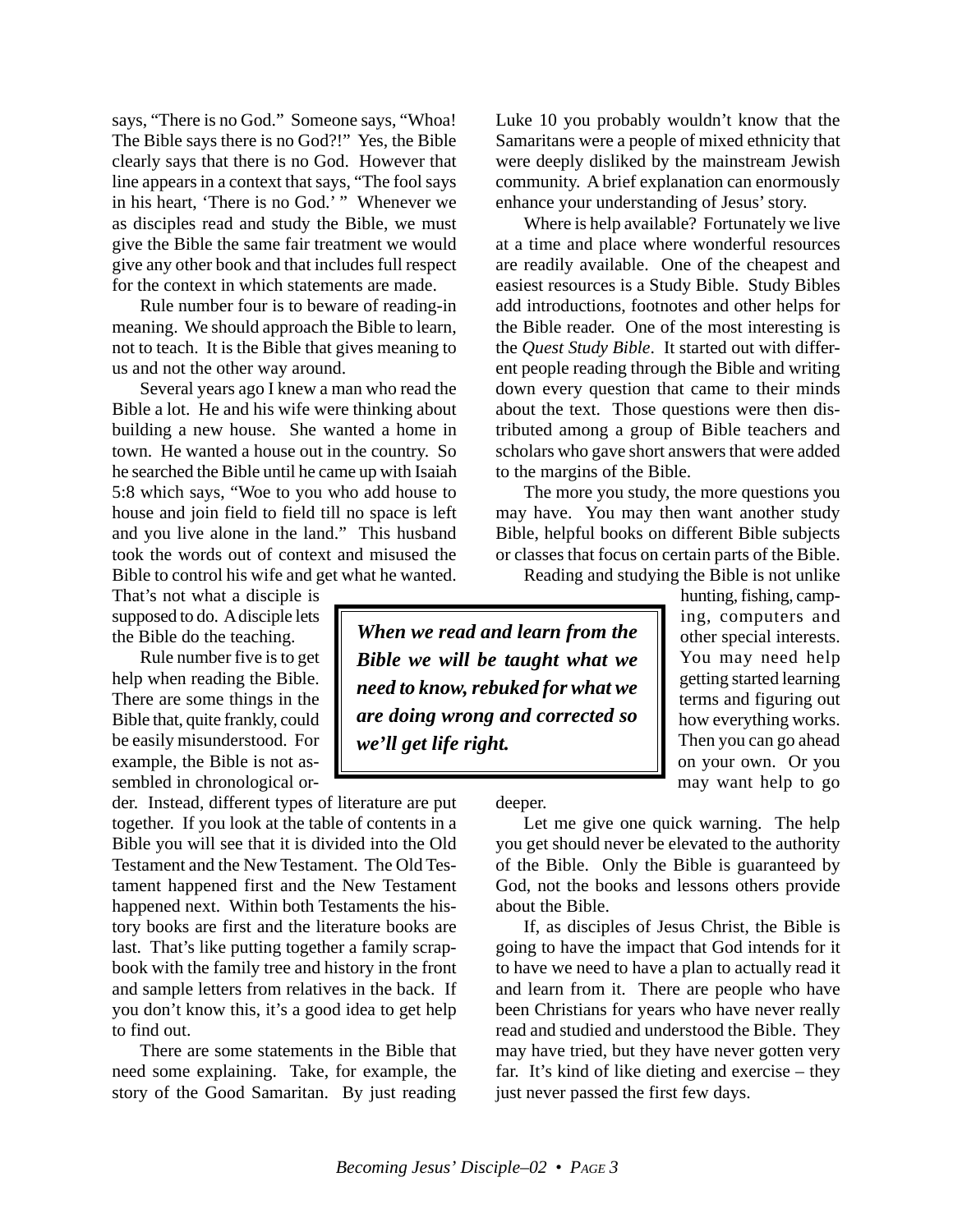says, "There is no God." Someone says, "Whoa! The Bible says there is no God?!" Yes, the Bible clearly says that there is no God. However that line appears in a context that says, "The fool says in his heart, 'There is no God.' " Whenever we as disciples read and study the Bible, we must give the Bible the same fair treatment we would give any other book and that includes full respect for the context in which statements are made.

Rule number four is to beware of reading-in meaning. We should approach the Bible to learn, not to teach. It is the Bible that gives meaning to us and not the other way around.

Several years ago I knew a man who read the Bible a lot. He and his wife were thinking about building a new house. She wanted a home in town. He wanted a house out in the country. So he searched the Bible until he came up with Isaiah 5:8 which says, "Woe to you who add house to house and join field to field till no space is left and you live alone in the land." This husband took the words out of context and misused the Bible to control his wife and get what he wanted. That's not what a disciple is supposed to do. A disciple lets the Bible do the teaching.

Rule number five is to get help when reading the Bible. There are some things in the Bible that, quite frankly, could be easily misunderstood. For example, the Bible is not assembled in chronological order. Instead, different types of literature are put together. If you look at the table of contents in a Bible you will see that it is divided into the Old Testament and the New Testament. The Old Testament happened first and the New Testament happened next. Within both Testaments the history books are first and the literature books are last. That's like putting together a family scrapbook with the family tree and history in the front and sample letters from relatives in the back. If you don't know this, it's a good idea to get help to find out.

There are some statements in the Bible that need some explaining. Take, for example, the story of the Good Samaritan. By just reading Luke 10 you probably wouldn't know that the Samaritans were a people of mixed ethnicity that were deeply disliked by the mainstream Jewish community. A brief explanation can enormously enhance your understanding of Jesus' story.

Where is help available? Fortunately we live at a time and place where wonderful resources are readily available. One of the cheapest and easiest resources is a Study Bible. Study Bibles add introductions, footnotes and other helps for the Bible reader. One of the most interesting is the *Quest Study Bible*. It started out with different people reading through the Bible and writing down every question that came to their minds about the text. Those questions were then distributed among a group of Bible teachers and scholars who gave short answers that were added to the margins of the Bible.

The more you study, the more questions you may have. You may then want another study Bible, helpful books on different Bible subjects or classes that focus on certain parts of the Bible.

Reading and studying the Bible is not unlike hunting, fishing, camping, computers and other special interests. You may need help getting started learning terms and figuring out how everything works. Then you can go ahead on your own. Or you may want help to go deeper.

> ***When we read and learn from the Bible we will be taught what we need to know, rebuked for what we are doing wrong and corrected so we'll get life right.***

Let me give one quick warning. The help you get should never be elevated to the authority of the Bible. Only the Bible is guaranteed by God, not the books and lessons others provide about the Bible.

If, as disciples of Jesus Christ, the Bible is going to have the impact that God intends for it to have we need to have a plan to actually read it and learn from it. There are people who have been Christians for years who have never really read and studied and understood the Bible. They may have tried, but they have never gotten very far. It's kind of like dieting and exercise – they just never passed the first few days.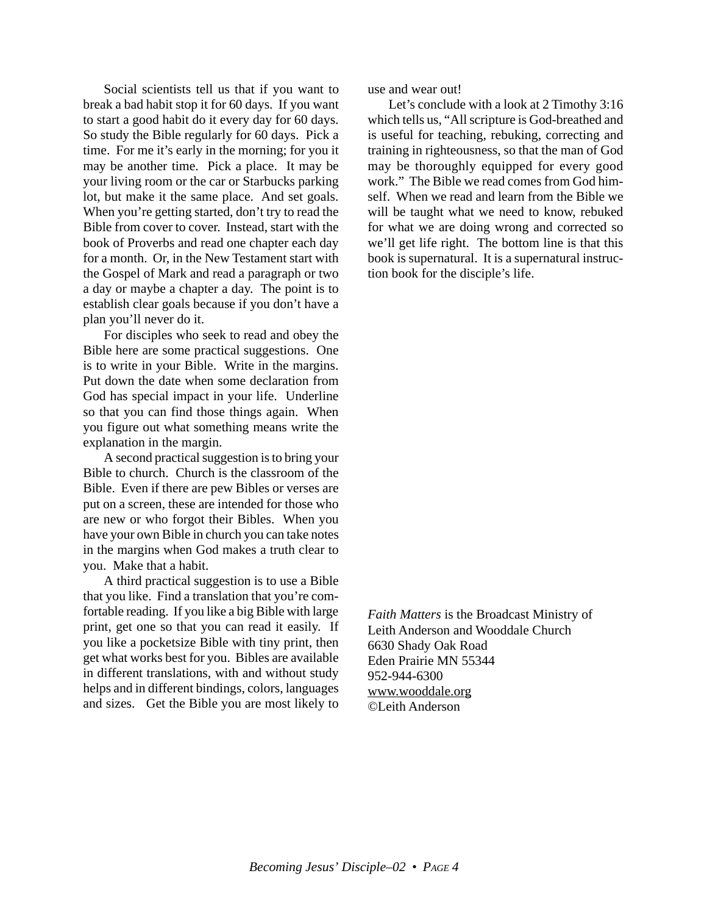Social scientists tell us that if you want to break a bad habit stop it for 60 days. If you want to start a good habit do it every day for 60 days. So study the Bible regularly for 60 days. Pick a time. For me it's early in the morning; for you it may be another time. Pick a place. It may be your living room or the car or Starbucks parking lot, but make it the same place. And set goals. When you're getting started, don't try to read the Bible from cover to cover. Instead, start with the book of Proverbs and read one chapter each day for a month. Or, in the New Testament start with the Gospel of Mark and read a paragraph or two a day or maybe a chapter a day. The point is to establish clear goals because if you don't have a plan you'll never do it.

For disciples who seek to read and obey the Bible here are some practical suggestions. One is to write in your Bible. Write in the margins. Put down the date when some declaration from God has special impact in your life. Underline so that you can find those things again. When you figure out what something means write the explanation in the margin.

A second practical suggestion is to bring your Bible to church. Church is the classroom of the Bible. Even if there are pew Bibles or verses are put on a screen, these are intended for those who are new or who forgot their Bibles. When you have your own Bible in church you can take notes in the margins when God makes a truth clear to you. Make that a habit.

A third practical suggestion is to use a Bible that you like. Find a translation that you're comfortable reading. If you like a big Bible with large print, get one so that you can read it easily. If you like a pocketsize Bible with tiny print, then get what works best for you. Bibles are available in different translations, with and without study helps and in different bindings, colors, languages and sizes. Get the Bible you are most likely to use and wear out!

Let's conclude with a look at 2 Timothy 3:16 which tells us, "All scripture is God-breathed and is useful for teaching, rebuking, correcting and training in righteousness, so that the man of God may be thoroughly equipped for every good work." The Bible we read comes from God himself. When we read and learn from the Bible we will be taught what we need to know, rebuked for what we are doing wrong and corrected so we'll get life right. The bottom line is that this book is supernatural. It is a supernatural instruction book for the disciple's life.

*Faith Matters* is the Broadcast Ministry of
Leith Anderson and Wooddale Church
6630 Shady Oak Road
Eden Prairie MN 55344
952-944-6300
www.wooddale.org
©Leith Anderson